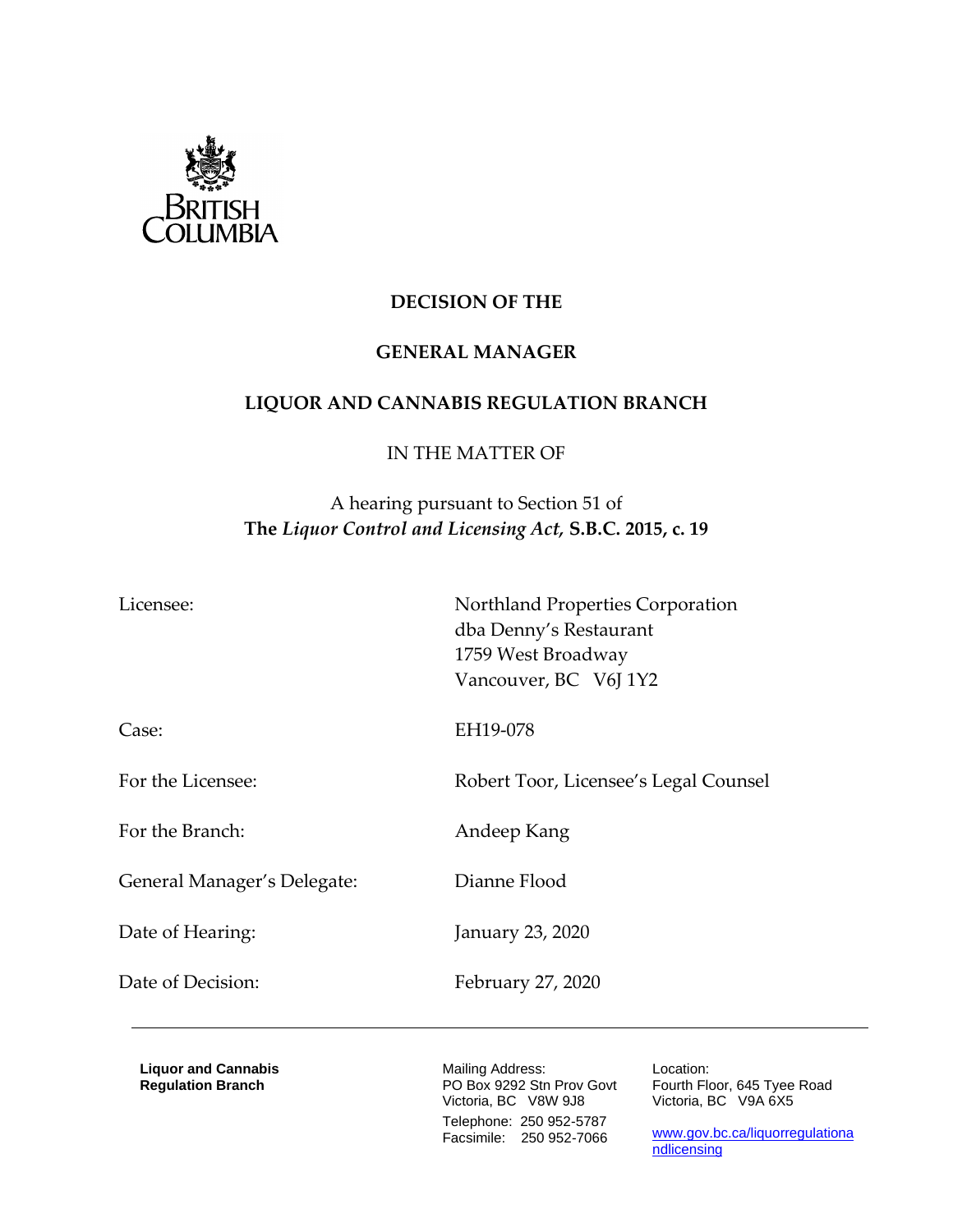BRITISH COLUMBIA

**DECISION OF THE**

**GENERAL MANAGER**

**LIQUOR AND CANNABIS REGULATION BRANCH**

IN THE MATTER OF

A hearing pursuant to Section 51 of
**The *Liquor Control and Licensing Act,* S.B.C. 2015, c. 19**

| | |
|---|---|
| Licensee: | Northland Properties Corporation<br>dba Denny's Restaurant<br>1759 West Broadway<br>Vancouver, BC V6J 1Y2 |
| Case: | EH19-078 |
| For the Licensee: | Robert Toor, Licensee's Legal Counsel |
| For the Branch: | Andeep Kang |
| General Manager's Delegate: | Dianne Flood |
| Date of Hearing: | January 23, 2020 |
| Date of Decision: | February 27, 2020 |

---

**Liquor and Cannabis Regulation Branch**

Mailing Address:
PO Box 9292 Stn Prov Govt
Victoria, BC V8W 9J8
Telephone: 250 952-5787
Facsimile: 250 952-7066

Location:
Fourth Floor, 645 Tyee Road
Victoria, BC V9A 6X5

[www.gov.bc.ca/liquorregulationandlicensing](http://www.gov.bc.ca/liquorregulationandlicensing)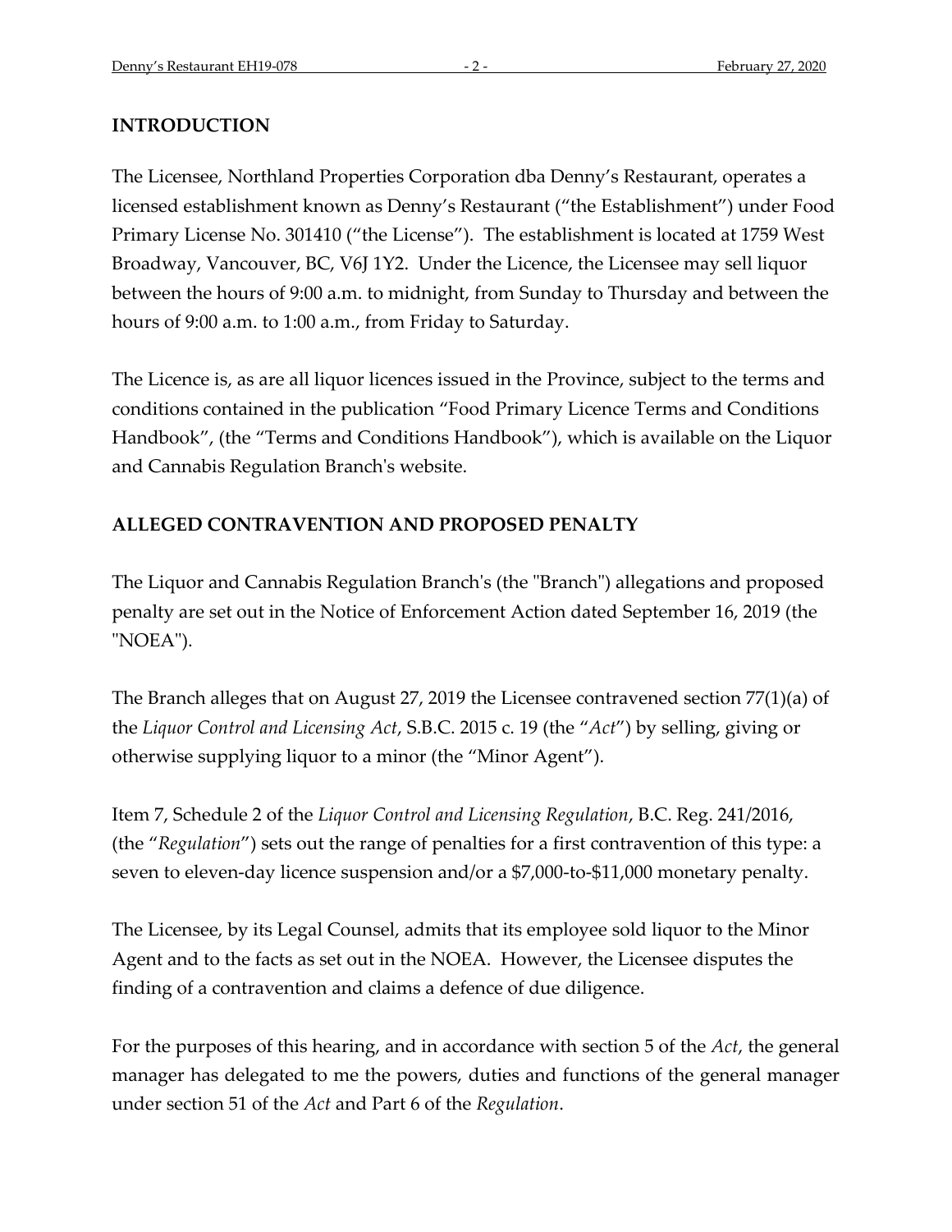## INTRODUCTION

The Licensee, Northland Properties Corporation dba Denny's Restaurant, operates a licensed establishment known as Denny's Restaurant ("the Establishment") under Food Primary License No. 301410 ("the License"). The establishment is located at 1759 West Broadway, Vancouver, BC, V6J 1Y2. Under the Licence, the Licensee may sell liquor between the hours of 9:00 a.m. to midnight, from Sunday to Thursday and between the hours of 9:00 a.m. to 1:00 a.m., from Friday to Saturday.

The Licence is, as are all liquor licences issued in the Province, subject to the terms and conditions contained in the publication "Food Primary Licence Terms and Conditions Handbook", (the "Terms and Conditions Handbook"), which is available on the Liquor and Cannabis Regulation Branch's website.

## ALLEGED CONTRAVENTION AND PROPOSED PENALTY

The Liquor and Cannabis Regulation Branch's (the "Branch") allegations and proposed penalty are set out in the Notice of Enforcement Action dated September 16, 2019 (the "NOEA").

The Branch alleges that on August 27, 2019 the Licensee contravened section 77(1)(a) of the *Liquor Control and Licensing Act*, S.B.C. 2015 c. 19 (the "*Act*") by selling, giving or otherwise supplying liquor to a minor (the "Minor Agent").

Item 7, Schedule 2 of the *Liquor Control and Licensing Regulation*, B.C. Reg. 241/2016, (the "*Regulation*") sets out the range of penalties for a first contravention of this type: a seven to eleven-day licence suspension and/or a $7,000-to-$11,000 monetary penalty.

The Licensee, by its Legal Counsel, admits that its employee sold liquor to the Minor Agent and to the facts as set out in the NOEA. However, the Licensee disputes the finding of a contravention and claims a defence of due diligence.

For the purposes of this hearing, and in accordance with section 5 of the *Act*, the general manager has delegated to me the powers, duties and functions of the general manager under section 51 of the *Act* and Part 6 of the *Regulation*.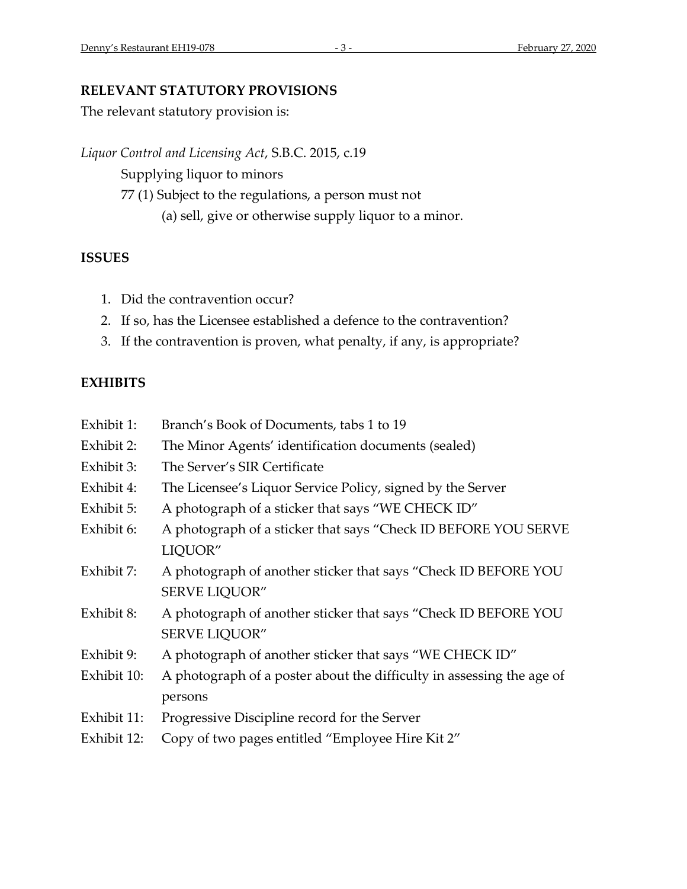## RELEVANT STATUTORY PROVISIONS

The relevant statutory provision is:

*Liquor Control and Licensing Act*, S.B.C. 2015, c.19

Supplying liquor to minors

77 (1) Subject to the regulations, a person must not

(a) sell, give or otherwise supply liquor to a minor.

## ISSUES

1. Did the contravention occur?
2. If so, has the Licensee established a defence to the contravention?
3. If the contravention is proven, what penalty, if any, is appropriate?

## EXHIBITS

| | |
|---|---|
| Exhibit 1: | Branch's Book of Documents, tabs 1 to 19 |
| Exhibit 2: | The Minor Agents' identification documents (sealed) |
| Exhibit 3: | The Server's SIR Certificate |
| Exhibit 4: | The Licensee's Liquor Service Policy, signed by the Server |
| Exhibit 5: | A photograph of a sticker that says "WE CHECK ID" |
| Exhibit 6: | A photograph of a sticker that says "Check ID BEFORE YOU SERVE LIQUOR" |
| Exhibit 7: | A photograph of another sticker that says "Check ID BEFORE YOU SERVE LIQUOR" |
| Exhibit 8: | A photograph of another sticker that says "Check ID BEFORE YOU SERVE LIQUOR" |
| Exhibit 9: | A photograph of another sticker that says "WE CHECK ID" |
| Exhibit 10: | A photograph of a poster about the difficulty in assessing the age of persons |
| Exhibit 11: | Progressive Discipline record for the Server |
| Exhibit 12: | Copy of two pages entitled "Employee Hire Kit 2" |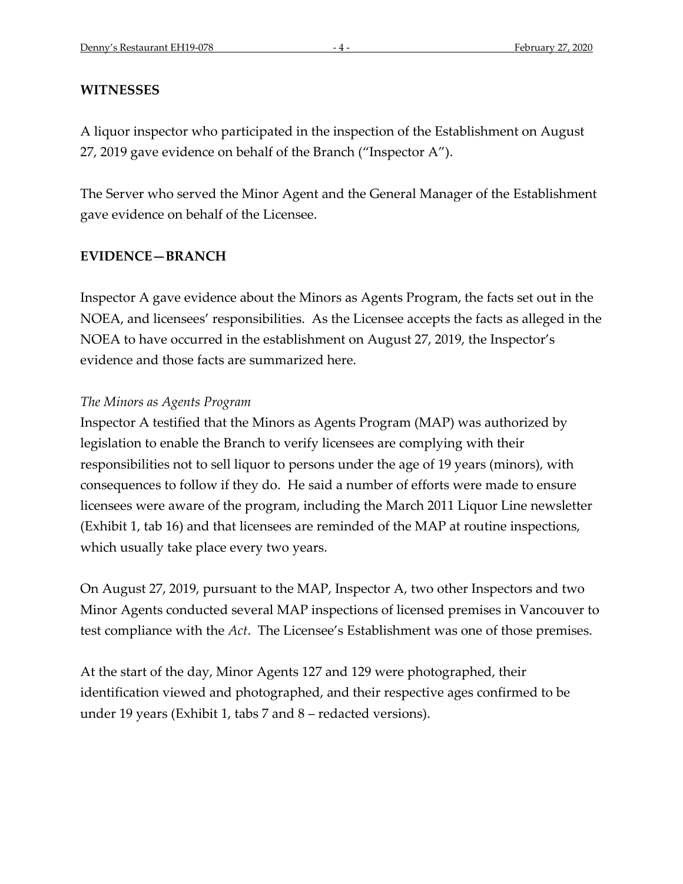## WITNESSES

A liquor inspector who participated in the inspection of the Establishment on August 27, 2019 gave evidence on behalf of the Branch ("Inspector A").

The Server who served the Minor Agent and the General Manager of the Establishment gave evidence on behalf of the Licensee.

## EVIDENCE—BRANCH

Inspector A gave evidence about the Minors as Agents Program, the facts set out in the NOEA, and licensees' responsibilities. As the Licensee accepts the facts as alleged in the NOEA to have occurred in the establishment on August 27, 2019, the Inspector's evidence and those facts are summarized here.

*The Minors as Agents Program*

Inspector A testified that the Minors as Agents Program (MAP) was authorized by legislation to enable the Branch to verify licensees are complying with their responsibilities not to sell liquor to persons under the age of 19 years (minors), with consequences to follow if they do. He said a number of efforts were made to ensure licensees were aware of the program, including the March 2011 Liquor Line newsletter (Exhibit 1, tab 16) and that licensees are reminded of the MAP at routine inspections, which usually take place every two years.

On August 27, 2019, pursuant to the MAP, Inspector A, two other Inspectors and two Minor Agents conducted several MAP inspections of licensed premises in Vancouver to test compliance with the *Act*. The Licensee's Establishment was one of those premises.

At the start of the day, Minor Agents 127 and 129 were photographed, their identification viewed and photographed, and their respective ages confirmed to be under 19 years (Exhibit 1, tabs 7 and 8 – redacted versions).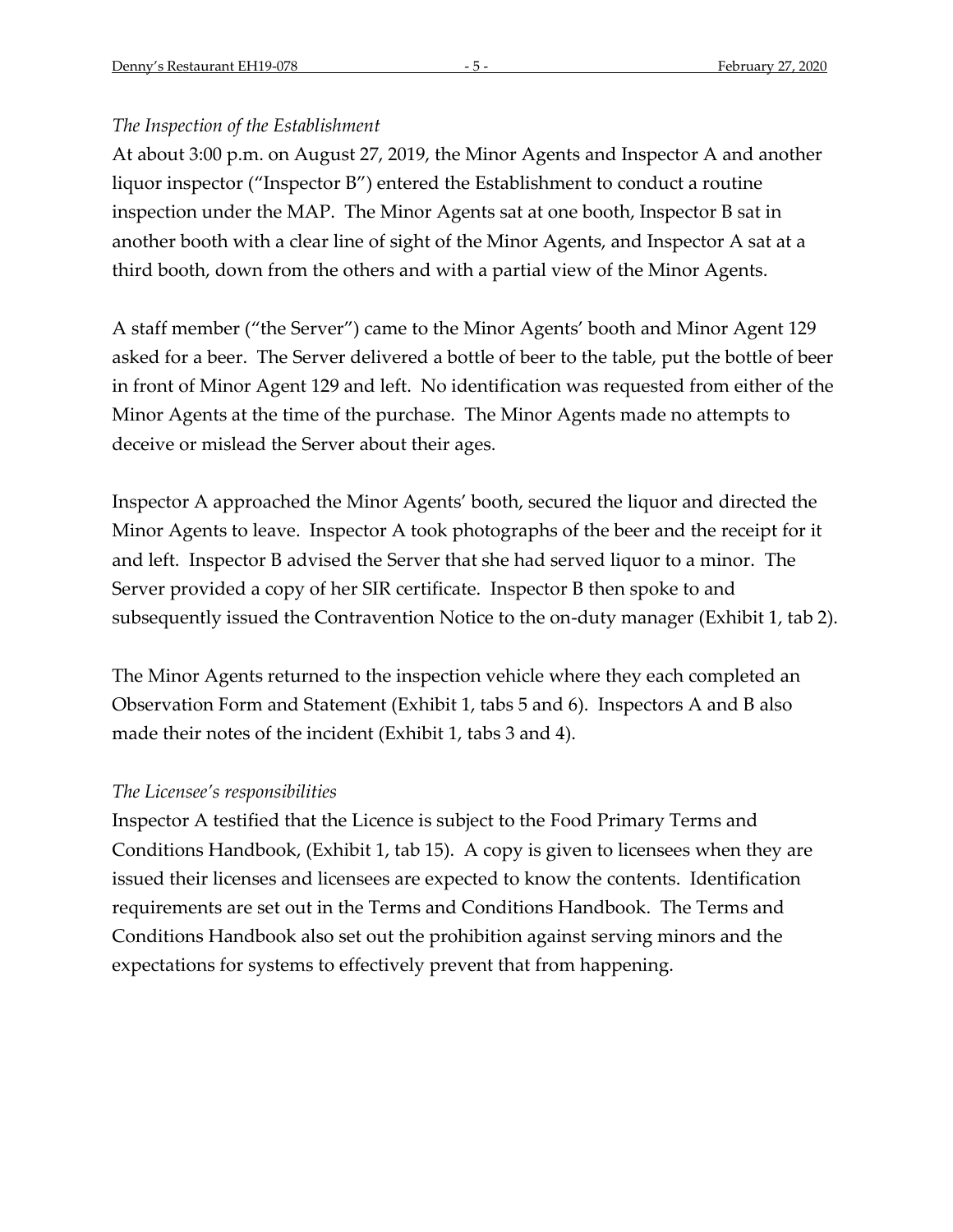*The Inspection of the Establishment*

At about 3:00 p.m. on August 27, 2019, the Minor Agents and Inspector A and another liquor inspector ("Inspector B") entered the Establishment to conduct a routine inspection under the MAP. The Minor Agents sat at one booth, Inspector B sat in another booth with a clear line of sight of the Minor Agents, and Inspector A sat at a third booth, down from the others and with a partial view of the Minor Agents.

A staff member ("the Server") came to the Minor Agents' booth and Minor Agent 129 asked for a beer. The Server delivered a bottle of beer to the table, put the bottle of beer in front of Minor Agent 129 and left. No identification was requested from either of the Minor Agents at the time of the purchase. The Minor Agents made no attempts to deceive or mislead the Server about their ages.

Inspector A approached the Minor Agents' booth, secured the liquor and directed the Minor Agents to leave. Inspector A took photographs of the beer and the receipt for it and left. Inspector B advised the Server that she had served liquor to a minor. The Server provided a copy of her SIR certificate. Inspector B then spoke to and subsequently issued the Contravention Notice to the on-duty manager (Exhibit 1, tab 2).

The Minor Agents returned to the inspection vehicle where they each completed an Observation Form and Statement (Exhibit 1, tabs 5 and 6). Inspectors A and B also made their notes of the incident (Exhibit 1, tabs 3 and 4).

*The Licensee's responsibilities*

Inspector A testified that the Licence is subject to the Food Primary Terms and Conditions Handbook, (Exhibit 1, tab 15). A copy is given to licensees when they are issued their licenses and licensees are expected to know the contents. Identification requirements are set out in the Terms and Conditions Handbook. The Terms and Conditions Handbook also set out the prohibition against serving minors and the expectations for systems to effectively prevent that from happening.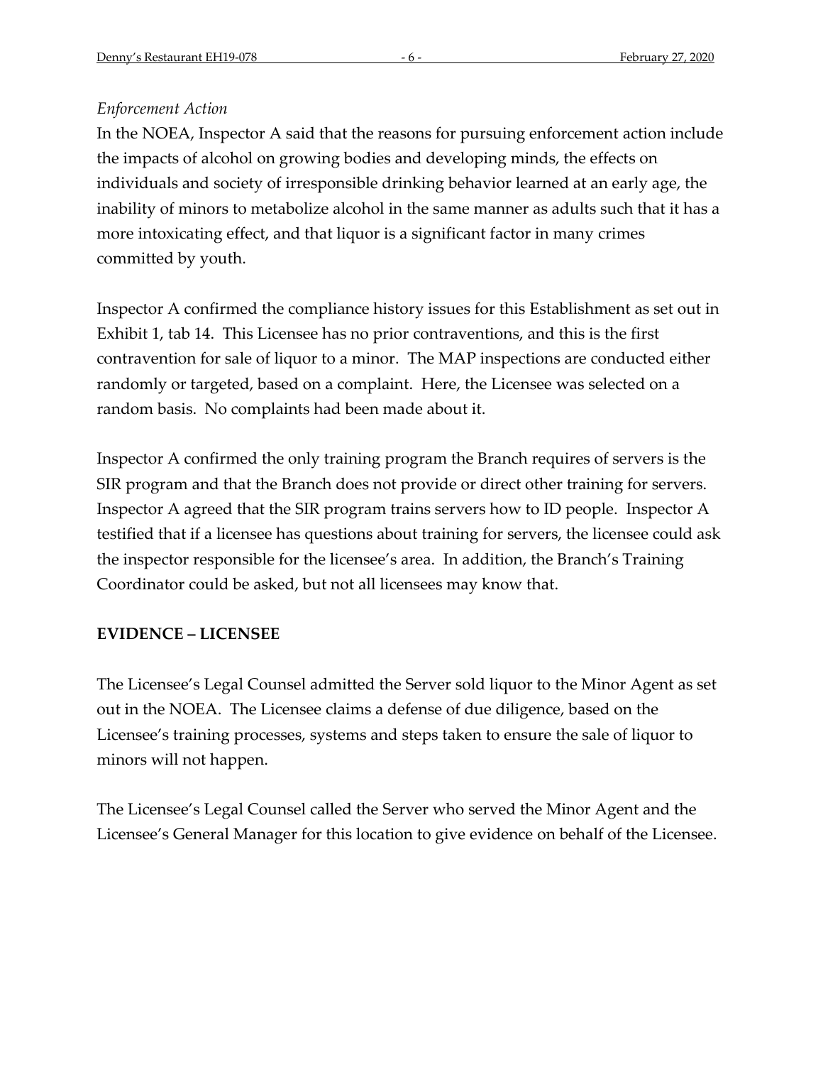*Enforcement Action*

In the NOEA, Inspector A said that the reasons for pursuing enforcement action include the impacts of alcohol on growing bodies and developing minds, the effects on individuals and society of irresponsible drinking behavior learned at an early age, the inability of minors to metabolize alcohol in the same manner as adults such that it has a more intoxicating effect, and that liquor is a significant factor in many crimes committed by youth.

Inspector A confirmed the compliance history issues for this Establishment as set out in Exhibit 1, tab 14. This Licensee has no prior contraventions, and this is the first contravention for sale of liquor to a minor. The MAP inspections are conducted either randomly or targeted, based on a complaint. Here, the Licensee was selected on a random basis. No complaints had been made about it.

Inspector A confirmed the only training program the Branch requires of servers is the SIR program and that the Branch does not provide or direct other training for servers. Inspector A agreed that the SIR program trains servers how to ID people. Inspector A testified that if a licensee has questions about training for servers, the licensee could ask the inspector responsible for the licensee's area. In addition, the Branch's Training Coordinator could be asked, but not all licensees may know that.

**EVIDENCE – LICENSEE**

The Licensee's Legal Counsel admitted the Server sold liquor to the Minor Agent as set out in the NOEA. The Licensee claims a defense of due diligence, based on the Licensee's training processes, systems and steps taken to ensure the sale of liquor to minors will not happen.

The Licensee's Legal Counsel called the Server who served the Minor Agent and the Licensee's General Manager for this location to give evidence on behalf of the Licensee.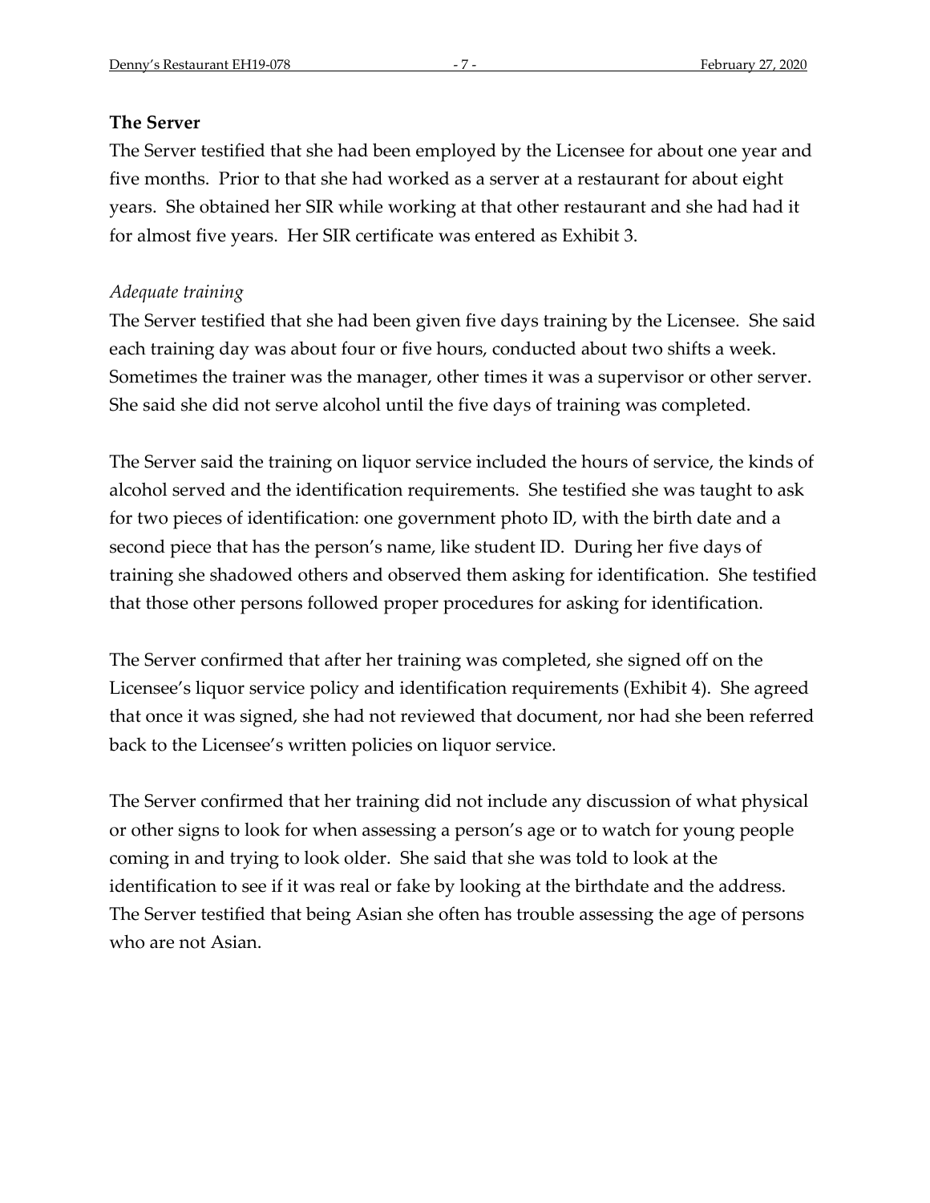**The Server**

The Server testified that she had been employed by the Licensee for about one year and five months. Prior to that she had worked as a server at a restaurant for about eight years. She obtained her SIR while working at that other restaurant and she had had it for almost five years. Her SIR certificate was entered as Exhibit 3.

*Adequate training*

The Server testified that she had been given five days training by the Licensee. She said each training day was about four or five hours, conducted about two shifts a week. Sometimes the trainer was the manager, other times it was a supervisor or other server. She said she did not serve alcohol until the five days of training was completed.

The Server said the training on liquor service included the hours of service, the kinds of alcohol served and the identification requirements. She testified she was taught to ask for two pieces of identification: one government photo ID, with the birth date and a second piece that has the person's name, like student ID. During her five days of training she shadowed others and observed them asking for identification. She testified that those other persons followed proper procedures for asking for identification.

The Server confirmed that after her training was completed, she signed off on the Licensee's liquor service policy and identification requirements (Exhibit 4). She agreed that once it was signed, she had not reviewed that document, nor had she been referred back to the Licensee's written policies on liquor service.

The Server confirmed that her training did not include any discussion of what physical or other signs to look for when assessing a person's age or to watch for young people coming in and trying to look older. She said that she was told to look at the identification to see if it was real or fake by looking at the birthdate and the address. The Server testified that being Asian she often has trouble assessing the age of persons who are not Asian.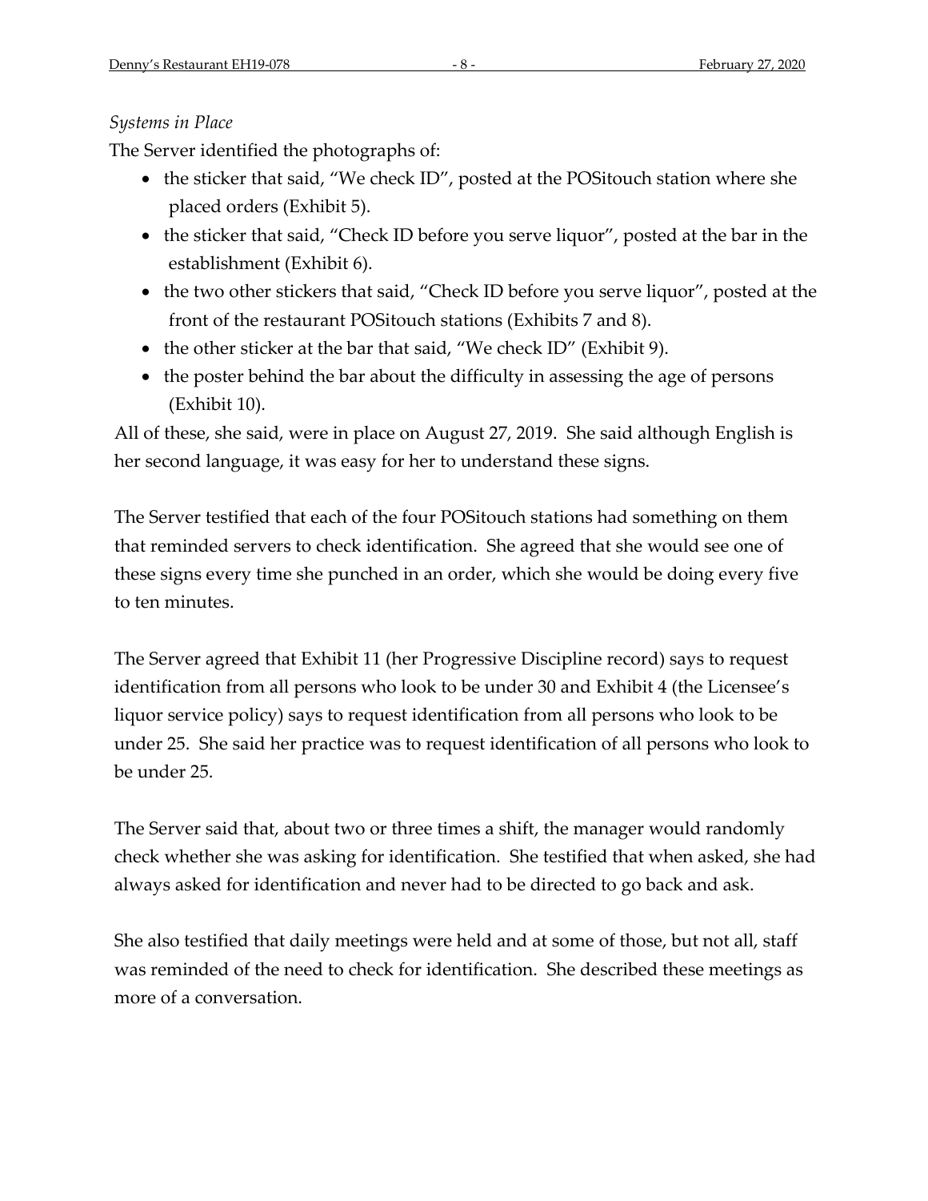*Systems in Place*

The Server identified the photographs of:

- the sticker that said, "We check ID", posted at the POSitouch station where she placed orders (Exhibit 5).
- the sticker that said, "Check ID before you serve liquor", posted at the bar in the establishment (Exhibit 6).
- the two other stickers that said, "Check ID before you serve liquor", posted at the front of the restaurant POSitouch stations (Exhibits 7 and 8).
- the other sticker at the bar that said, "We check ID" (Exhibit 9).
- the poster behind the bar about the difficulty in assessing the age of persons (Exhibit 10).

All of these, she said, were in place on August 27, 2019. She said although English is her second language, it was easy for her to understand these signs.

The Server testified that each of the four POSitouch stations had something on them that reminded servers to check identification. She agreed that she would see one of these signs every time she punched in an order, which she would be doing every five to ten minutes.

The Server agreed that Exhibit 11 (her Progressive Discipline record) says to request identification from all persons who look to be under 30 and Exhibit 4 (the Licensee's liquor service policy) says to request identification from all persons who look to be under 25. She said her practice was to request identification of all persons who look to be under 25.

The Server said that, about two or three times a shift, the manager would randomly check whether she was asking for identification. She testified that when asked, she had always asked for identification and never had to be directed to go back and ask.

She also testified that daily meetings were held and at some of those, but not all, staff was reminded of the need to check for identification. She described these meetings as more of a conversation.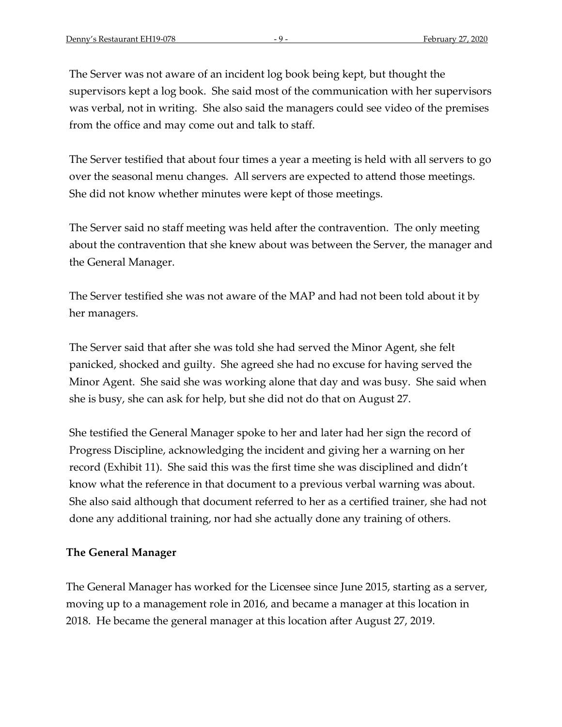The Server was not aware of an incident log book being kept, but thought the supervisors kept a log book. She said most of the communication with her supervisors was verbal, not in writing. She also said the managers could see video of the premises from the office and may come out and talk to staff.

The Server testified that about four times a year a meeting is held with all servers to go over the seasonal menu changes. All servers are expected to attend those meetings. She did not know whether minutes were kept of those meetings.

The Server said no staff meeting was held after the contravention. The only meeting about the contravention that she knew about was between the Server, the manager and the General Manager.

The Server testified she was not aware of the MAP and had not been told about it by her managers.

The Server said that after she was told she had served the Minor Agent, she felt panicked, shocked and guilty. She agreed she had no excuse for having served the Minor Agent. She said she was working alone that day and was busy. She said when she is busy, she can ask for help, but she did not do that on August 27.

She testified the General Manager spoke to her and later had her sign the record of Progress Discipline, acknowledging the incident and giving her a warning on her record (Exhibit 11). She said this was the first time she was disciplined and didn't know what the reference in that document to a previous verbal warning was about. She also said although that document referred to her as a certified trainer, she had not done any additional training, nor had she actually done any training of others.

### The General Manager

The General Manager has worked for the Licensee since June 2015, starting as a server, moving up to a management role in 2016, and became a manager at this location in 2018. He became the general manager at this location after August 27, 2019.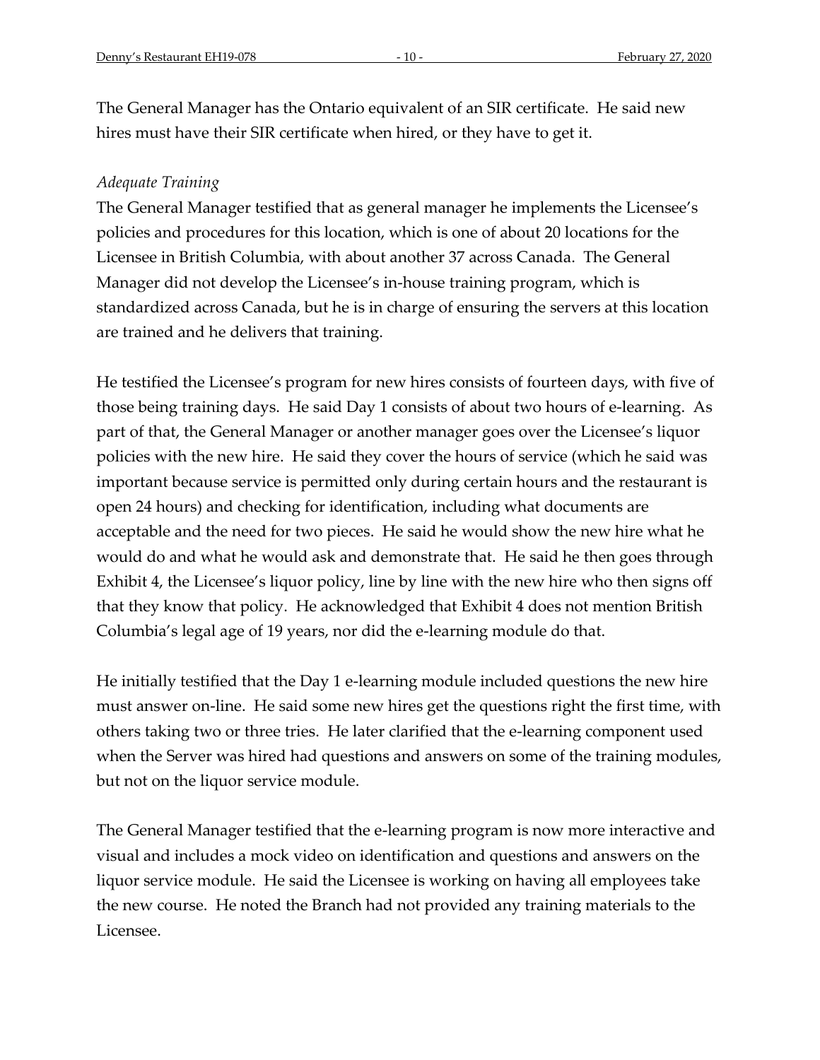The General Manager has the Ontario equivalent of an SIR certificate. He said new hires must have their SIR certificate when hired, or they have to get it.

*Adequate Training*

The General Manager testified that as general manager he implements the Licensee's policies and procedures for this location, which is one of about 20 locations for the Licensee in British Columbia, with about another 37 across Canada. The General Manager did not develop the Licensee's in-house training program, which is standardized across Canada, but he is in charge of ensuring the servers at this location are trained and he delivers that training.

He testified the Licensee's program for new hires consists of fourteen days, with five of those being training days. He said Day 1 consists of about two hours of e-learning. As part of that, the General Manager or another manager goes over the Licensee's liquor policies with the new hire. He said they cover the hours of service (which he said was important because service is permitted only during certain hours and the restaurant is open 24 hours) and checking for identification, including what documents are acceptable and the need for two pieces. He said he would show the new hire what he would do and what he would ask and demonstrate that. He said he then goes through Exhibit 4, the Licensee's liquor policy, line by line with the new hire who then signs off that they know that policy. He acknowledged that Exhibit 4 does not mention British Columbia's legal age of 19 years, nor did the e-learning module do that.

He initially testified that the Day 1 e-learning module included questions the new hire must answer on-line. He said some new hires get the questions right the first time, with others taking two or three tries. He later clarified that the e-learning component used when the Server was hired had questions and answers on some of the training modules, but not on the liquor service module.

The General Manager testified that the e-learning program is now more interactive and visual and includes a mock video on identification and questions and answers on the liquor service module. He said the Licensee is working on having all employees take the new course. He noted the Branch had not provided any training materials to the Licensee.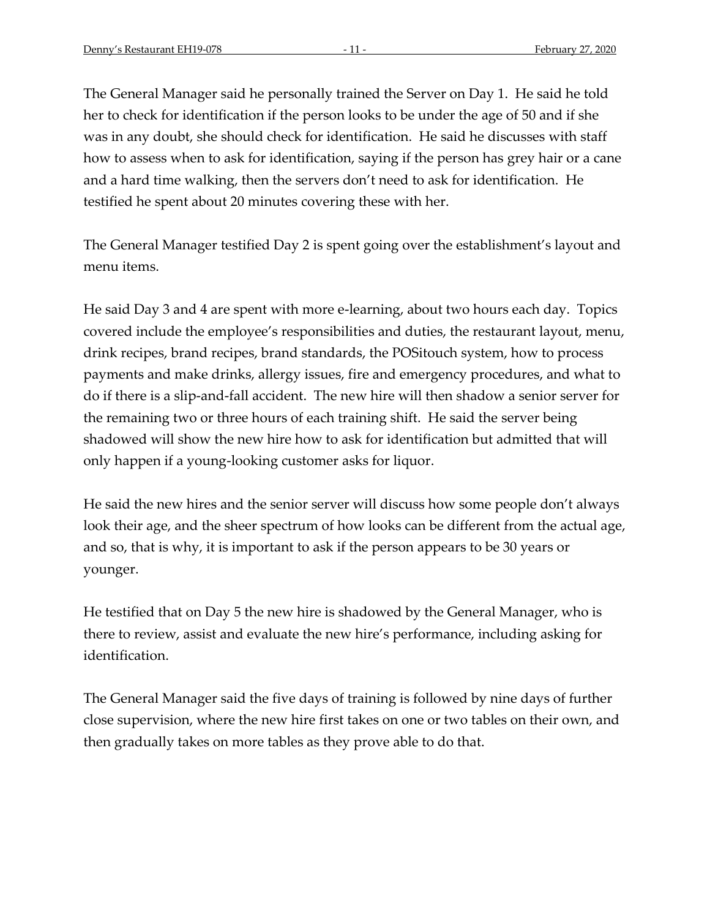The General Manager said he personally trained the Server on Day 1. He said he told her to check for identification if the person looks to be under the age of 50 and if she was in any doubt, she should check for identification. He said he discusses with staff how to assess when to ask for identification, saying if the person has grey hair or a cane and a hard time walking, then the servers don't need to ask for identification. He testified he spent about 20 minutes covering these with her.

The General Manager testified Day 2 is spent going over the establishment's layout and menu items.

He said Day 3 and 4 are spent with more e-learning, about two hours each day. Topics covered include the employee's responsibilities and duties, the restaurant layout, menu, drink recipes, brand recipes, brand standards, the POSitouch system, how to process payments and make drinks, allergy issues, fire and emergency procedures, and what to do if there is a slip-and-fall accident. The new hire will then shadow a senior server for the remaining two or three hours of each training shift. He said the server being shadowed will show the new hire how to ask for identification but admitted that will only happen if a young-looking customer asks for liquor.

He said the new hires and the senior server will discuss how some people don't always look their age, and the sheer spectrum of how looks can be different from the actual age, and so, that is why, it is important to ask if the person appears to be 30 years or younger.

He testified that on Day 5 the new hire is shadowed by the General Manager, who is there to review, assist and evaluate the new hire's performance, including asking for identification.

The General Manager said the five days of training is followed by nine days of further close supervision, where the new hire first takes on one or two tables on their own, and then gradually takes on more tables as they prove able to do that.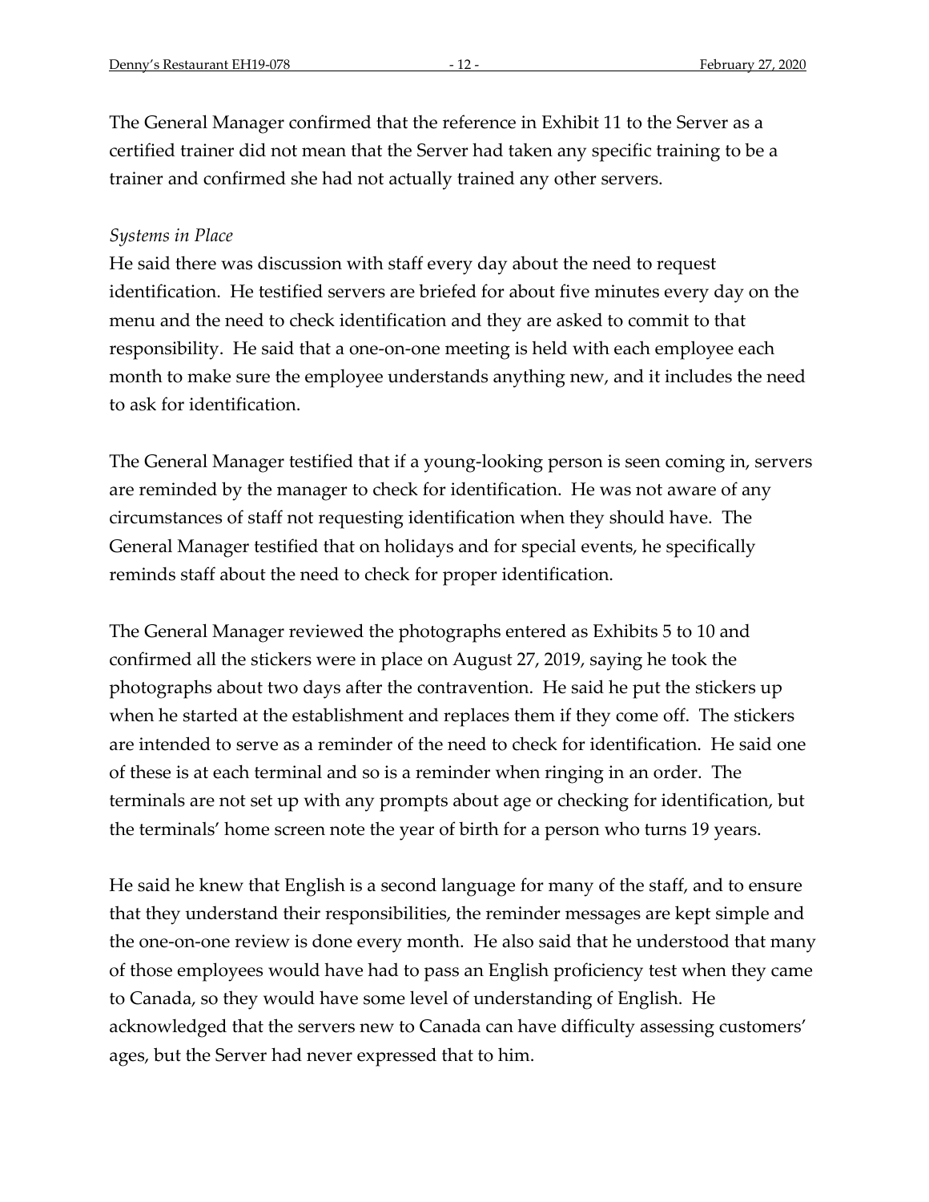The General Manager confirmed that the reference in Exhibit 11 to the Server as a certified trainer did not mean that the Server had taken any specific training to be a trainer and confirmed she had not actually trained any other servers.

*Systems in Place*

He said there was discussion with staff every day about the need to request identification. He testified servers are briefed for about five minutes every day on the menu and the need to check identification and they are asked to commit to that responsibility. He said that a one-on-one meeting is held with each employee each month to make sure the employee understands anything new, and it includes the need to ask for identification.

The General Manager testified that if a young-looking person is seen coming in, servers are reminded by the manager to check for identification. He was not aware of any circumstances of staff not requesting identification when they should have. The General Manager testified that on holidays and for special events, he specifically reminds staff about the need to check for proper identification.

The General Manager reviewed the photographs entered as Exhibits 5 to 10 and confirmed all the stickers were in place on August 27, 2019, saying he took the photographs about two days after the contravention. He said he put the stickers up when he started at the establishment and replaces them if they come off. The stickers are intended to serve as a reminder of the need to check for identification. He said one of these is at each terminal and so is a reminder when ringing in an order. The terminals are not set up with any prompts about age or checking for identification, but the terminals' home screen note the year of birth for a person who turns 19 years.

He said he knew that English is a second language for many of the staff, and to ensure that they understand their responsibilities, the reminder messages are kept simple and the one-on-one review is done every month. He also said that he understood that many of those employees would have had to pass an English proficiency test when they came to Canada, so they would have some level of understanding of English. He acknowledged that the servers new to Canada can have difficulty assessing customers' ages, but the Server had never expressed that to him.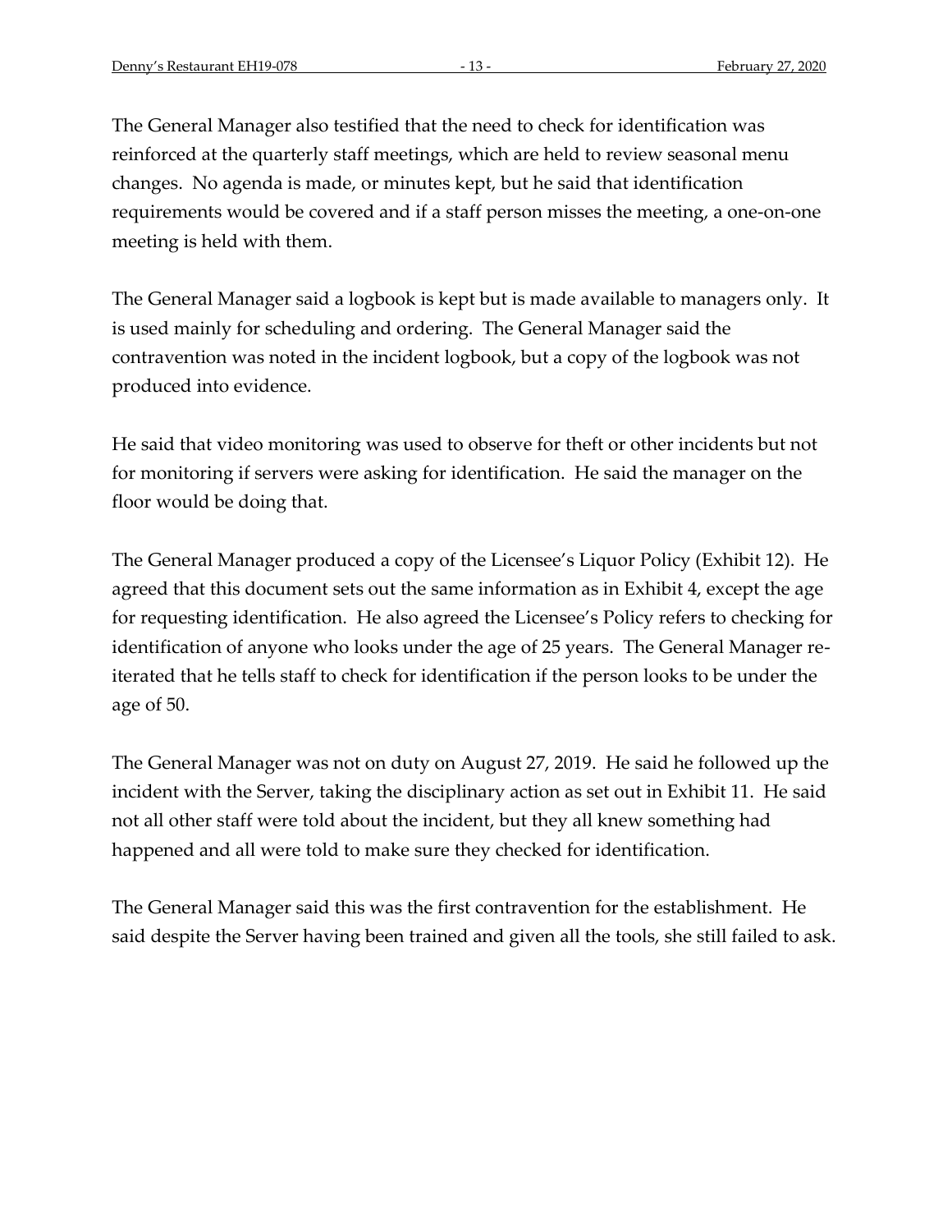The General Manager also testified that the need to check for identification was reinforced at the quarterly staff meetings, which are held to review seasonal menu changes. No agenda is made, or minutes kept, but he said that identification requirements would be covered and if a staff person misses the meeting, a one-on-one meeting is held with them.

The General Manager said a logbook is kept but is made available to managers only. It is used mainly for scheduling and ordering. The General Manager said the contravention was noted in the incident logbook, but a copy of the logbook was not produced into evidence.

He said that video monitoring was used to observe for theft or other incidents but not for monitoring if servers were asking for identification. He said the manager on the floor would be doing that.

The General Manager produced a copy of the Licensee's Liquor Policy (Exhibit 12). He agreed that this document sets out the same information as in Exhibit 4, except the age for requesting identification. He also agreed the Licensee's Policy refers to checking for identification of anyone who looks under the age of 25 years. The General Manager re-iterated that he tells staff to check for identification if the person looks to be under the age of 50.

The General Manager was not on duty on August 27, 2019. He said he followed up the incident with the Server, taking the disciplinary action as set out in Exhibit 11. He said not all other staff were told about the incident, but they all knew something had happened and all were told to make sure they checked for identification.

The General Manager said this was the first contravention for the establishment. He said despite the Server having been trained and given all the tools, she still failed to ask.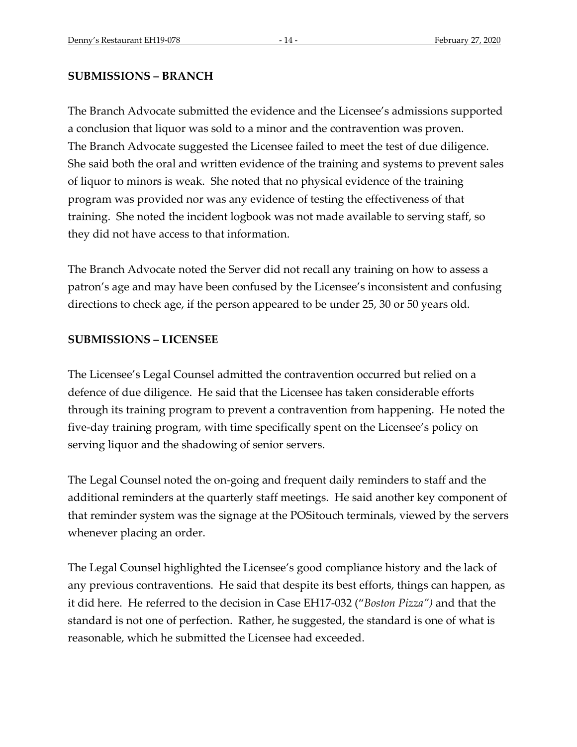## SUBMISSIONS – BRANCH

The Branch Advocate submitted the evidence and the Licensee's admissions supported a conclusion that liquor was sold to a minor and the contravention was proven. The Branch Advocate suggested the Licensee failed to meet the test of due diligence. She said both the oral and written evidence of the training and systems to prevent sales of liquor to minors is weak. She noted that no physical evidence of the training program was provided nor was any evidence of testing the effectiveness of that training. She noted the incident logbook was not made available to serving staff, so they did not have access to that information.

The Branch Advocate noted the Server did not recall any training on how to assess a patron's age and may have been confused by the Licensee's inconsistent and confusing directions to check age, if the person appeared to be under 25, 30 or 50 years old.

## SUBMISSIONS – LICENSEE

The Licensee's Legal Counsel admitted the contravention occurred but relied on a defence of due diligence. He said that the Licensee has taken considerable efforts through its training program to prevent a contravention from happening. He noted the five-day training program, with time specifically spent on the Licensee's policy on serving liquor and the shadowing of senior servers.

The Legal Counsel noted the on-going and frequent daily reminders to staff and the additional reminders at the quarterly staff meetings. He said another key component of that reminder system was the signage at the POSitouch terminals, viewed by the servers whenever placing an order.

The Legal Counsel highlighted the Licensee's good compliance history and the lack of any previous contraventions. He said that despite its best efforts, things can happen, as it did here. He referred to the decision in Case EH17-032 ("*Boston Pizza")* and that the standard is not one of perfection. Rather, he suggested, the standard is one of what is reasonable, which he submitted the Licensee had exceeded.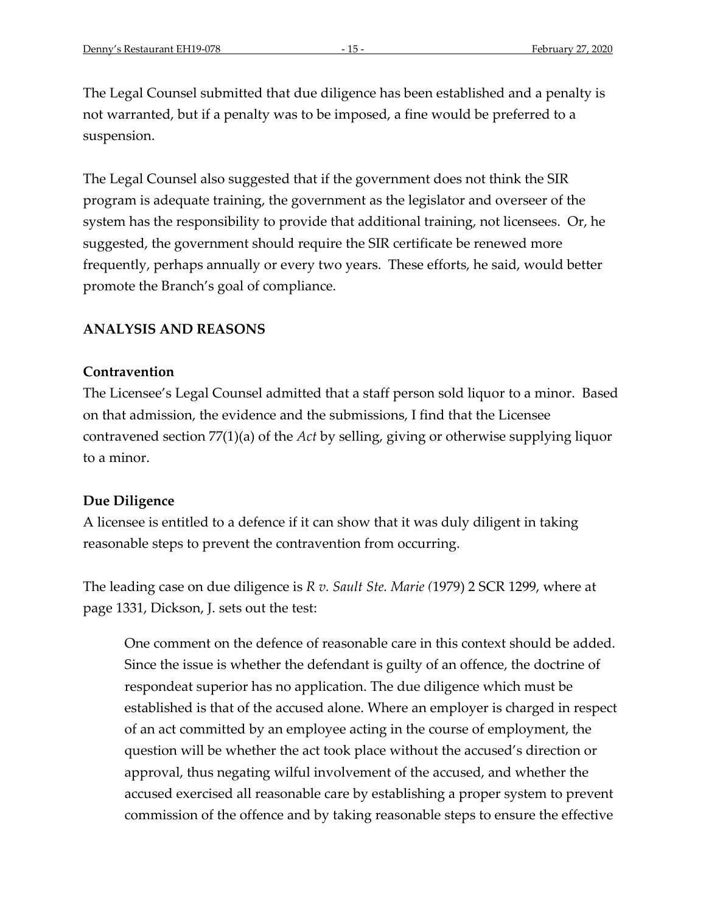The Legal Counsel submitted that due diligence has been established and a penalty is not warranted, but if a penalty was to be imposed, a fine would be preferred to a suspension.

The Legal Counsel also suggested that if the government does not think the SIR program is adequate training, the government as the legislator and overseer of the system has the responsibility to provide that additional training, not licensees. Or, he suggested, the government should require the SIR certificate be renewed more frequently, perhaps annually or every two years. These efforts, he said, would better promote the Branch's goal of compliance.

## ANALYSIS AND REASONS

### Contravention

The Licensee's Legal Counsel admitted that a staff person sold liquor to a minor. Based on that admission, the evidence and the submissions, I find that the Licensee contravened section 77(1)(a) of the *Act* by selling, giving or otherwise supplying liquor to a minor.

### Due Diligence

A licensee is entitled to a defence if it can show that it was duly diligent in taking reasonable steps to prevent the contravention from occurring.

The leading case on due diligence is *R v. Sault Ste. Marie (*1979) 2 SCR 1299, where at page 1331, Dickson, J. sets out the test:

> One comment on the defence of reasonable care in this context should be added. Since the issue is whether the defendant is guilty of an offence, the doctrine of respondeat superior has no application. The due diligence which must be established is that of the accused alone. Where an employer is charged in respect of an act committed by an employee acting in the course of employment, the question will be whether the act took place without the accused's direction or approval, thus negating wilful involvement of the accused, and whether the accused exercised all reasonable care by establishing a proper system to prevent commission of the offence and by taking reasonable steps to ensure the effective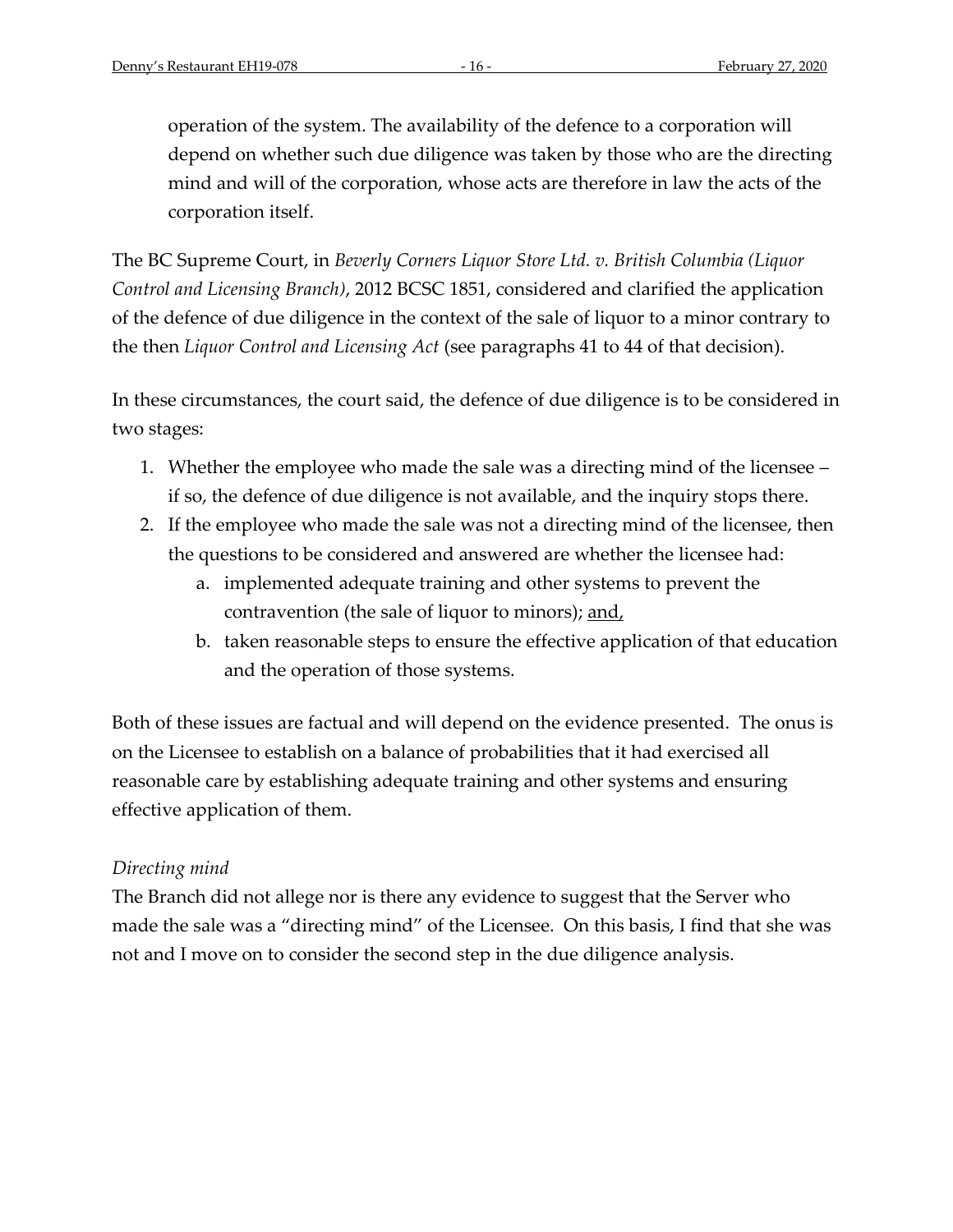> operation of the system. The availability of the defence to a corporation will depend on whether such due diligence was taken by those who are the directing mind and will of the corporation, whose acts are therefore in law the acts of the corporation itself.

The BC Supreme Court, in *Beverly Corners Liquor Store Ltd. v. British Columbia (Liquor Control and Licensing Branch)*, 2012 BCSC 1851, considered and clarified the application of the defence of due diligence in the context of the sale of liquor to a minor contrary to the then *Liquor Control and Licensing Act* (see paragraphs 41 to 44 of that decision).

In these circumstances, the court said, the defence of due diligence is to be considered in two stages:

1. Whether the employee who made the sale was a directing mind of the licensee – if so, the defence of due diligence is not available, and the inquiry stops there.
2. If the employee who made the sale was not a directing mind of the licensee, then the questions to be considered and answered are whether the licensee had:
   a. implemented adequate training and other systems to prevent the contravention (the sale of liquor to minors); <u>and,</u>
   b. taken reasonable steps to ensure the effective application of that education and the operation of those systems.

Both of these issues are factual and will depend on the evidence presented. The onus is on the Licensee to establish on a balance of probabilities that it had exercised all reasonable care by establishing adequate training and other systems and ensuring effective application of them.

*Directing mind*

The Branch did not allege nor is there any evidence to suggest that the Server who made the sale was a "directing mind" of the Licensee. On this basis, I find that she was not and I move on to consider the second step in the due diligence analysis.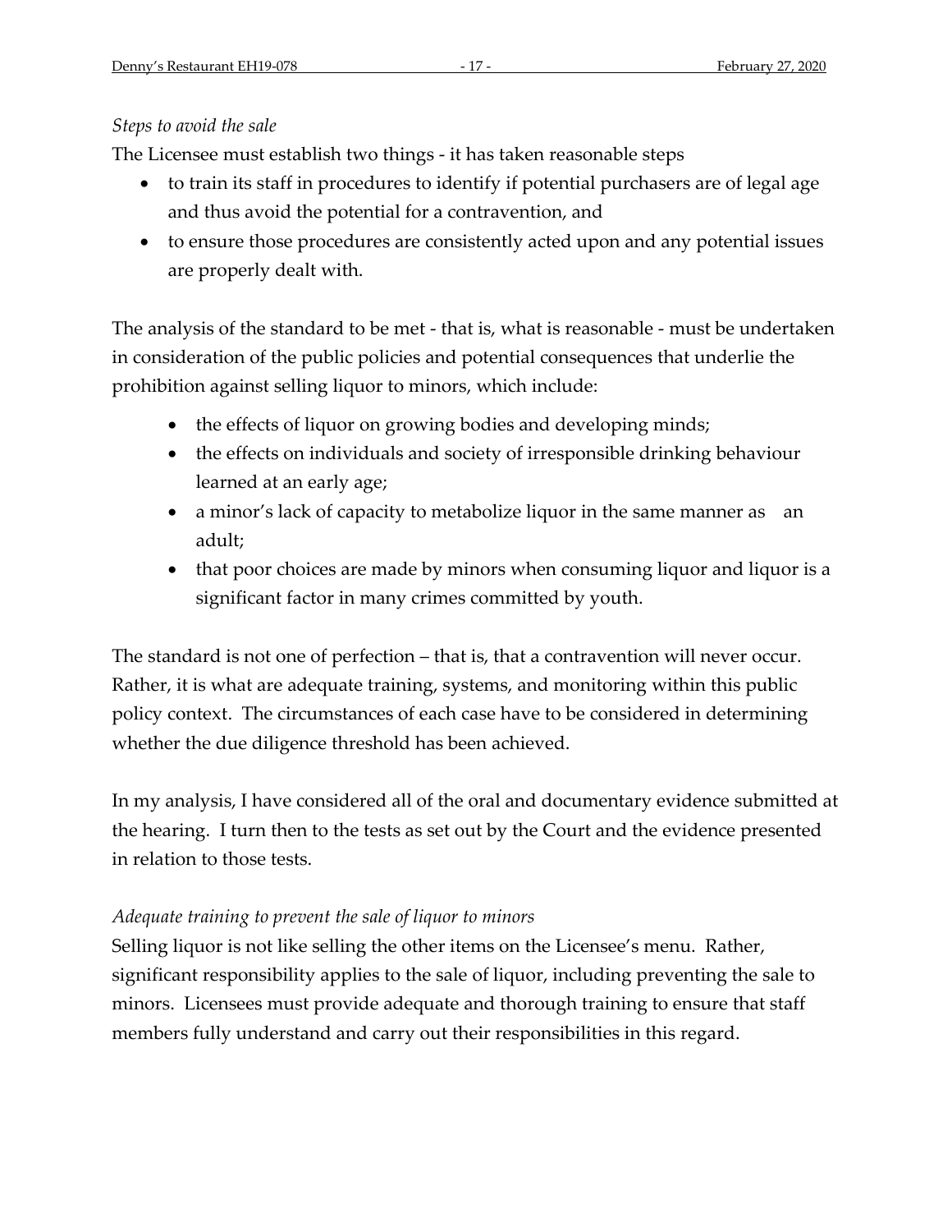*Steps to avoid the sale*

The Licensee must establish two things - it has taken reasonable steps

- to train its staff in procedures to identify if potential purchasers are of legal age and thus avoid the potential for a contravention, and
- to ensure those procedures are consistently acted upon and any potential issues are properly dealt with.

The analysis of the standard to be met - that is, what is reasonable - must be undertaken in consideration of the public policies and potential consequences that underlie the prohibition against selling liquor to minors, which include:

- the effects of liquor on growing bodies and developing minds;
- the effects on individuals and society of irresponsible drinking behaviour learned at an early age;
- a minor's lack of capacity to metabolize liquor in the same manner as an adult;
- that poor choices are made by minors when consuming liquor and liquor is a significant factor in many crimes committed by youth.

The standard is not one of perfection – that is, that a contravention will never occur. Rather, it is what are adequate training, systems, and monitoring within this public policy context. The circumstances of each case have to be considered in determining whether the due diligence threshold has been achieved.

In my analysis, I have considered all of the oral and documentary evidence submitted at the hearing. I turn then to the tests as set out by the Court and the evidence presented in relation to those tests.

*Adequate training to prevent the sale of liquor to minors*

Selling liquor is not like selling the other items on the Licensee's menu. Rather, significant responsibility applies to the sale of liquor, including preventing the sale to minors. Licensees must provide adequate and thorough training to ensure that staff members fully understand and carry out their responsibilities in this regard.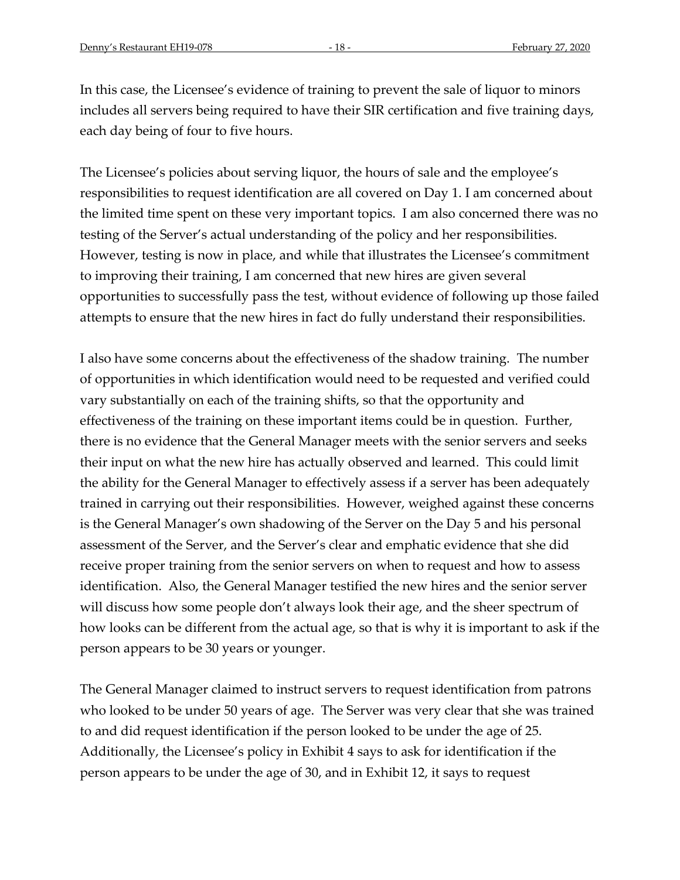In this case, the Licensee's evidence of training to prevent the sale of liquor to minors includes all servers being required to have their SIR certification and five training days, each day being of four to five hours.

The Licensee's policies about serving liquor, the hours of sale and the employee's responsibilities to request identification are all covered on Day 1. I am concerned about the limited time spent on these very important topics. I am also concerned there was no testing of the Server's actual understanding of the policy and her responsibilities. However, testing is now in place, and while that illustrates the Licensee's commitment to improving their training, I am concerned that new hires are given several opportunities to successfully pass the test, without evidence of following up those failed attempts to ensure that the new hires in fact do fully understand their responsibilities.

I also have some concerns about the effectiveness of the shadow training. The number of opportunities in which identification would need to be requested and verified could vary substantially on each of the training shifts, so that the opportunity and effectiveness of the training on these important items could be in question. Further, there is no evidence that the General Manager meets with the senior servers and seeks their input on what the new hire has actually observed and learned. This could limit the ability for the General Manager to effectively assess if a server has been adequately trained in carrying out their responsibilities. However, weighed against these concerns is the General Manager's own shadowing of the Server on the Day 5 and his personal assessment of the Server, and the Server's clear and emphatic evidence that she did receive proper training from the senior servers on when to request and how to assess identification. Also, the General Manager testified the new hires and the senior server will discuss how some people don't always look their age, and the sheer spectrum of how looks can be different from the actual age, so that is why it is important to ask if the person appears to be 30 years or younger.

The General Manager claimed to instruct servers to request identification from patrons who looked to be under 50 years of age. The Server was very clear that she was trained to and did request identification if the person looked to be under the age of 25. Additionally, the Licensee's policy in Exhibit 4 says to ask for identification if the person appears to be under the age of 30, and in Exhibit 12, it says to request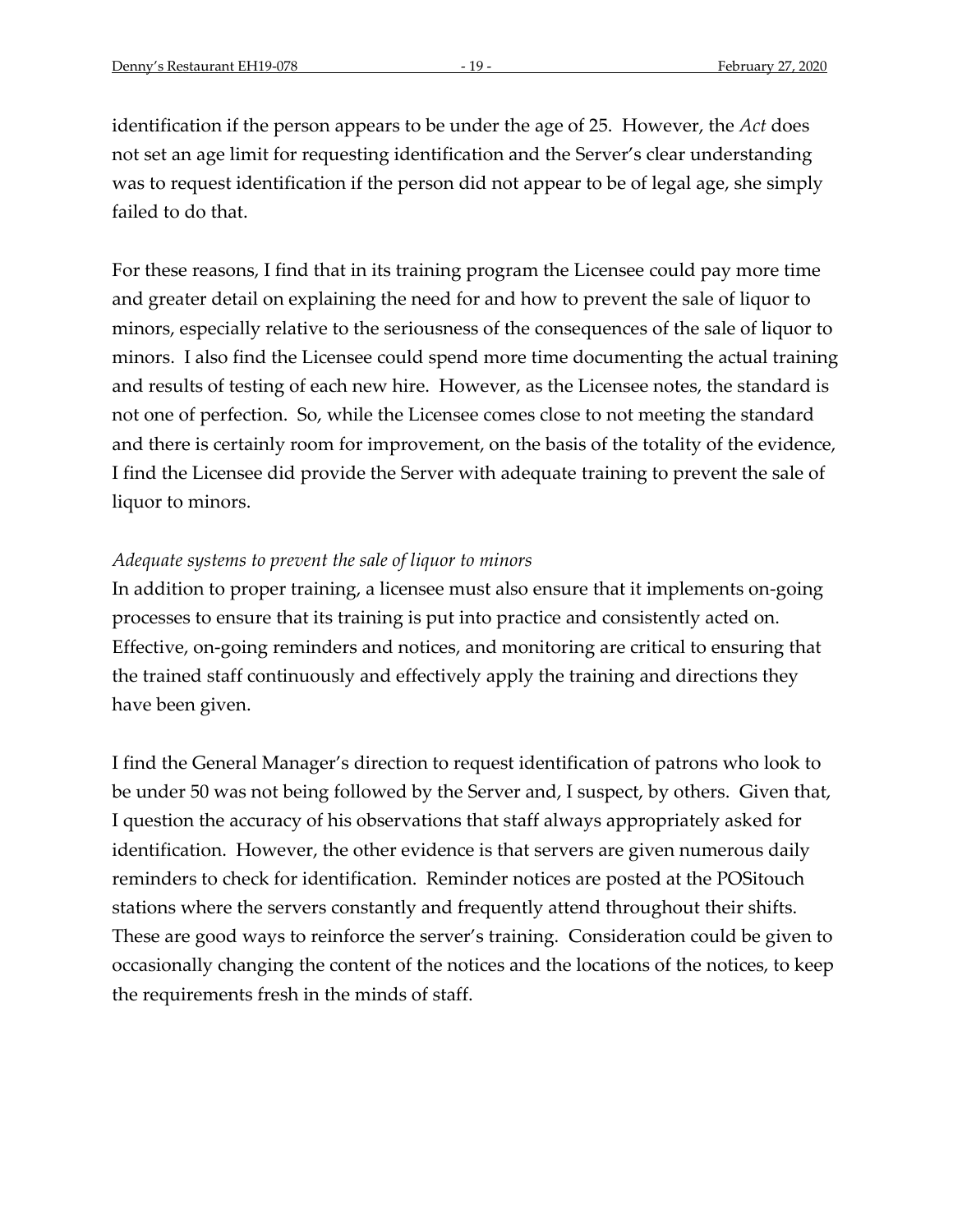identification if the person appears to be under the age of 25. However, the *Act* does not set an age limit for requesting identification and the Server's clear understanding was to request identification if the person did not appear to be of legal age, she simply failed to do that.

For these reasons, I find that in its training program the Licensee could pay more time and greater detail on explaining the need for and how to prevent the sale of liquor to minors, especially relative to the seriousness of the consequences of the sale of liquor to minors. I also find the Licensee could spend more time documenting the actual training and results of testing of each new hire. However, as the Licensee notes, the standard is not one of perfection. So, while the Licensee comes close to not meeting the standard and there is certainly room for improvement, on the basis of the totality of the evidence, I find the Licensee did provide the Server with adequate training to prevent the sale of liquor to minors.

*Adequate systems to prevent the sale of liquor to minors*

In addition to proper training, a licensee must also ensure that it implements on-going processes to ensure that its training is put into practice and consistently acted on. Effective, on-going reminders and notices, and monitoring are critical to ensuring that the trained staff continuously and effectively apply the training and directions they have been given.

I find the General Manager's direction to request identification of patrons who look to be under 50 was not being followed by the Server and, I suspect, by others. Given that, I question the accuracy of his observations that staff always appropriately asked for identification. However, the other evidence is that servers are given numerous daily reminders to check for identification. Reminder notices are posted at the POSitouch stations where the servers constantly and frequently attend throughout their shifts. These are good ways to reinforce the server's training. Consideration could be given to occasionally changing the content of the notices and the locations of the notices, to keep the requirements fresh in the minds of staff.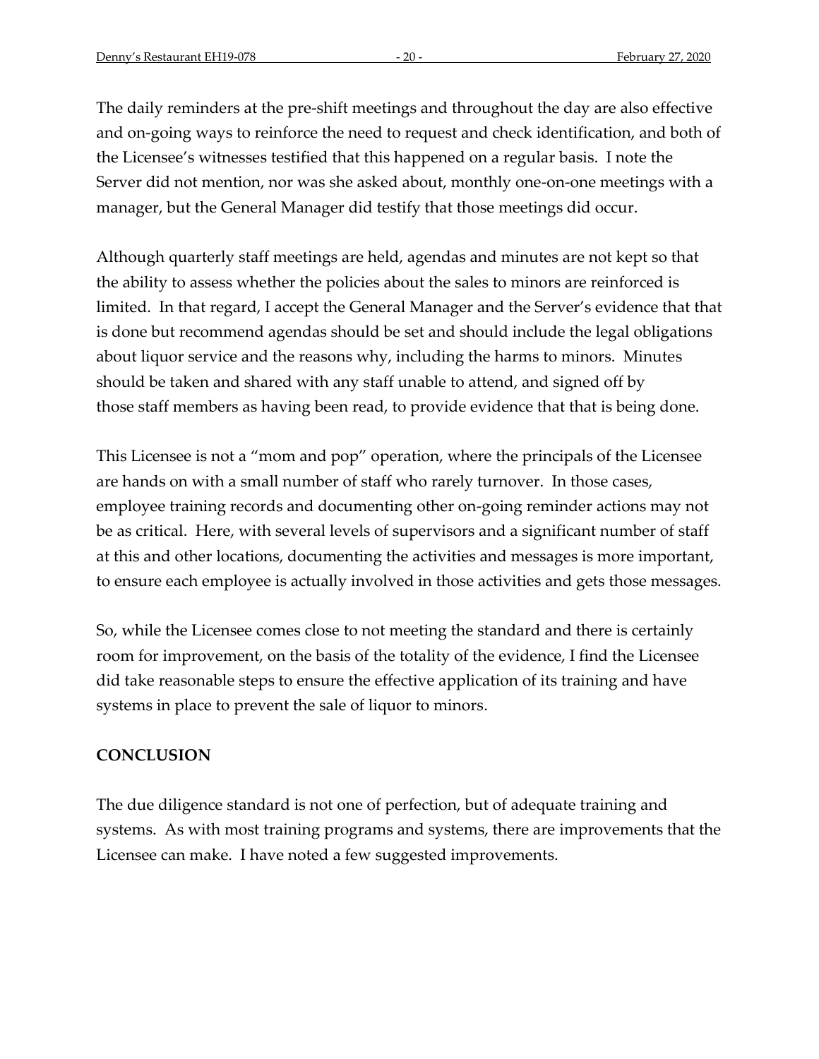The daily reminders at the pre-shift meetings and throughout the day are also effective and on-going ways to reinforce the need to request and check identification, and both of the Licensee's witnesses testified that this happened on a regular basis. I note the Server did not mention, nor was she asked about, monthly one-on-one meetings with a manager, but the General Manager did testify that those meetings did occur.

Although quarterly staff meetings are held, agendas and minutes are not kept so that the ability to assess whether the policies about the sales to minors are reinforced is limited. In that regard, I accept the General Manager and the Server's evidence that that is done but recommend agendas should be set and should include the legal obligations about liquor service and the reasons why, including the harms to minors. Minutes should be taken and shared with any staff unable to attend, and signed off by those staff members as having been read, to provide evidence that that is being done.

This Licensee is not a "mom and pop" operation, where the principals of the Licensee are hands on with a small number of staff who rarely turnover. In those cases, employee training records and documenting other on-going reminder actions may not be as critical. Here, with several levels of supervisors and a significant number of staff at this and other locations, documenting the activities and messages is more important, to ensure each employee is actually involved in those activities and gets those messages.

So, while the Licensee comes close to not meeting the standard and there is certainly room for improvement, on the basis of the totality of the evidence, I find the Licensee did take reasonable steps to ensure the effective application of its training and have systems in place to prevent the sale of liquor to minors.

## CONCLUSION

The due diligence standard is not one of perfection, but of adequate training and systems. As with most training programs and systems, there are improvements that the Licensee can make. I have noted a few suggested improvements.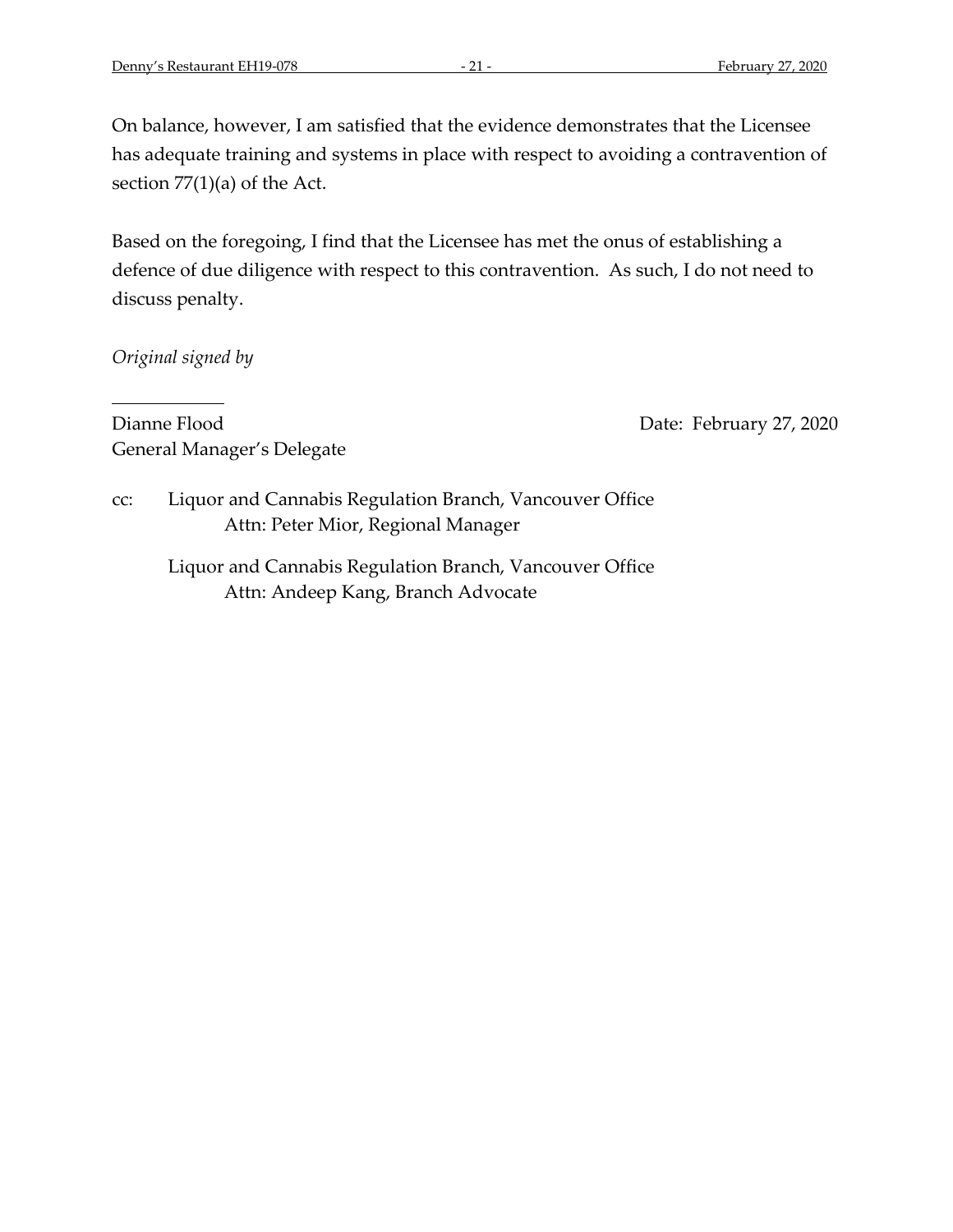On balance, however, I am satisfied that the evidence demonstrates that the Licensee has adequate training and systems in place with respect to avoiding a contravention of section 77(1)(a) of the Act.

Based on the foregoing, I find that the Licensee has met the onus of establishing a defence of due diligence with respect to this contravention. As such, I do not need to discuss penalty.

*Original signed by*

Dianne Flood
General Manager's Delegate

Date: February 27, 2020

cc: Liquor and Cannabis Regulation Branch, Vancouver Office
Attn: Peter Mior, Regional Manager

Liquor and Cannabis Regulation Branch, Vancouver Office
Attn: Andeep Kang, Branch Advocate